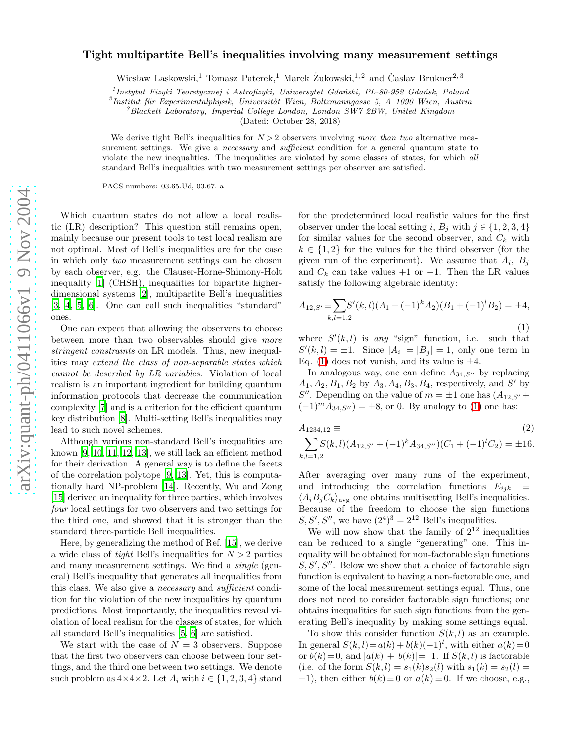# Tight multipartite Bell's inequalities involving many measurement settings

Wiesław Laskowski,[1] Tomasz Paterek,[1] Marek Żukowski,[1,2] and Časlav Brukner[2,3]

[1] *Instytut Fizyki Teoretycznej i Astrofizyki, Uniwersytet Gdański, PL-80-952 Gdańsk, Poland*
[2] *Institut für Experimentalphysik, Universität Wien, Boltzmanngasse 5, A–1090 Wien, Austria*
[3] *Blackett Laboratory, Imperial College London, London SW7 2BW, United Kingdom*

(Dated: October 28, 2018)

We derive tight Bell's inequalities for $N > 2$ observers involving *more than two* alternative measurement settings. We give a *necessary* and *sufficient* condition for a general quantum state to violate the new inequalities. The inequalities are violated by some classes of states, for which *all* standard Bell's inequalities with two measurement settings per observer are satisfied.

PACS numbers: 03.65.Ud, 03.67.-a

Which quantum states do not allow a local realistic (LR) description? This question still remains open, mainly because our present tools to test local realism are not optimal. Most of Bell's inequalities are for the case in which only *two* measurement settings can be chosen by each observer, e.g. the Clauser-Horne-Shimony-Holt inequality [1] (CHSH), inequalities for bipartite higher-dimensional systems [2], multipartite Bell's inequalities [3, 4, 5, 6]. One can call such inequalities "standard" ones.

One can expect that allowing the observers to choose between more than two observables should give *more stringent constraints* on LR models. Thus, new inequalities may *extend the class of non-separable states which cannot be described by LR variables*. Violation of local realism is an important ingredient for building quantum information protocols that decrease the communication complexity [7] and is a criterion for the efficient quantum key distribution [8]. Multi-setting Bell's inequalities may lead to such novel schemes.

Although various non-standard Bell's inequalities are known [9, 10, 11, 12, 13], we still lack an efficient method for their derivation. A general way is to define the facets of the correlation polytope [9, 13]. Yet, this is computationally hard NP-problem [14]. Recently, Wu and Zong [15] derived an inequality for three parties, which involves *four* local settings for two observers and two settings for the third one, and showed that it is stronger than the standard three-particle Bell inequalities.

Here, by generalizing the method of Ref. [15], we derive a wide class of *tight* Bell's inequalities for $N > 2$ parties and many measurement settings. We find a *single* (general) Bell's inequality that generates all inequalities from this class. We also give a *necessary* and *sufficient* condition for the violation of the new inequalities by quantum predictions. Most importantly, the inequalities reveal violation of local realism for the classes of states, for which all standard Bell's inequalities [5, 6] are satisfied.

We start with the case of $N = 3$ observers. Suppose that the first two observers can choose between four settings, and the third one between two settings. We denote such problem as $4\times4\times2$. Let $A_i$ with $i \in \{1, 2, 3, 4\}$ stand for the predetermined local realistic values for the first observer under the local setting $i$, $B_j$ with $j \in \{1, 2, 3, 4\}$ for similar values for the second observer, and $C_k$ with $k \in \{1, 2\}$ for the values for the third observer (for the given run of the experiment). We assume that $A_i$, $B_j$ and $C_k$ can take values $+1$ or $-1$. Then the LR values satisfy the following algebraic identity:

$$A_{12,S'} \equiv \sum_{k,l=1,2} S'(k,l)(A_1 + (-1)^k A_2)(B_1 + (-1)^l B_2) = \pm 4, \tag{1}$$

where $S'(k,l)$ is *any* "sign" function, i.e. such that $S'(k,l) = \pm 1$. Since $|A_i| = |B_j| = 1$, only one term in Eq. (1) does not vanish, and its value is $\pm 4$.

In analogous way, one can define $A_{34,S''}$ by replacing $A_1, A_2, B_1, B_2$ by $A_3, A_4, B_3, B_4$, respectively, and $S'$ by $S''$. Depending on the value of $m = \pm 1$ one has $(A_{12,S'} + (-1)^m A_{34,S''}) = \pm 8$, or 0. By analogy to (1) one has:

$$A_{1234,12} \equiv \sum_{k,l=1,2} S(k,l)(A_{12,S'} + (-1)^k A_{34,S''})(C_1 + (-1)^l C_2) = \pm 16. \tag{2}$$

After averaging over many runs of the experiment, and introducing the correlation functions $E_{ijk} \equiv \langle A_i B_j C_k \rangle_{\text{avg}}$ one obtains multisetting Bell's inequalities. Because of the freedom to choose the sign functions $S, S', S''$, we have $(2^4)^3 = 2^{12}$ Bell's inequalities.

We will now show that the family of $2^{12}$ inequalities can be reduced to a single "generating" one. This inequality will be obtained for non-factorable sign functions $S, S', S''$. Below we show that a choice of factorable sign function is equivalent to having a non-factorable one, and some of the local measurement settings equal. Thus, one does not need to consider factorable sign functions; one obtains inequalities for such sign functions from the generating Bell's inequality by making some settings equal.

To show this consider function $S(k,l)$ as an example. In general $S(k,l) = a(k) + b(k)(-1)^l$, with either $a(k) = 0$ or $b(k) = 0$, and $|a(k)| + |b(k)| = 1$. If $S(k,l)$ is factorable (i.e. of the form $S(k,l) = s_1(k)s_2(l)$ with $s_1(k) = s_2(l) = \pm 1$), then either $b(k) \equiv 0$ or $a(k) \equiv 0$. If we choose, e.g.,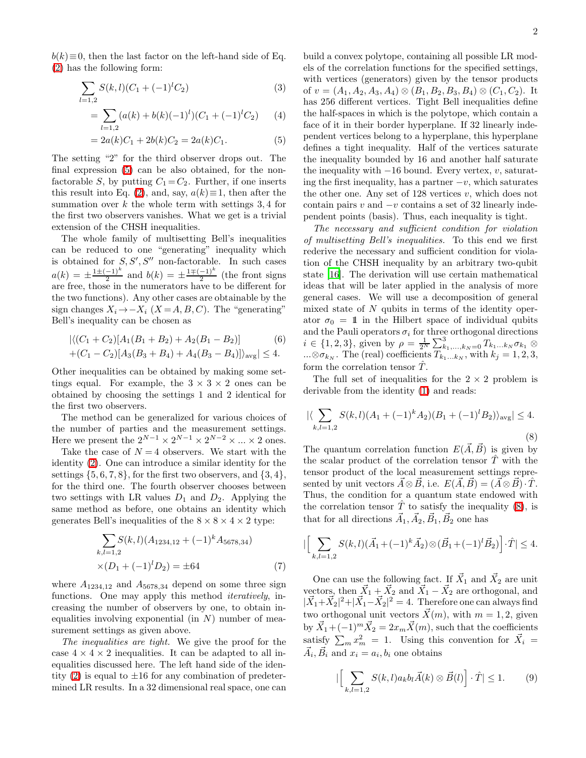$b(k)\equiv 0$, then the last factor on the left-hand side of Eq. (2) has the following form:

$$\sum_{l=1,2} S(k,l)(C_1 + (-1)^l C_2) \tag{3}$$

$$= \sum_{l=1,2} (a(k) + b(k)(-1)^l)(C_1 + (-1)^l C_2) \tag{4}$$

$$= 2a(k)C_1 + 2b(k)C_2 = 2a(k)C_1. \tag{5}$$

The setting "2" for the third observer drops out. The final expression (5) can be also obtained, for the non-factorable $S$, by putting $C_1 = C_2$. Further, if one inserts this result into Eq. (2), and, say, $a(k)\equiv 1$, then after the summation over $k$ the whole term with settings 3, 4 for the first two observers vanishes. What we get is a trivial extension of the CHSH inequalities.

The whole family of multisetting Bell's inequalities can be reduced to one "generating" inequality which is obtained for $S, S', S''$ non-factorable. In such cases $a(k) = \pm\frac{1\pm(-1)^k}{2}$ and $b(k) = \pm\frac{1\mp(-1)^k}{2}$ (the front signs are free, those in the numerators have to be different for the two functions). Any other cases are obtainable by the sign changes $X_i \to -X_i$ ($X = A, B, C$). The "generating" Bell's inequality can be chosen as

$$|\langle (C_1 + C_2)[A_1(B_1 + B_2) + A_2(B_1 - B_2)] \tag{6}$$
$$+ (C_1 - C_2)[A_3(B_3 + B_4) + A_4(B_3 - B_4)]\rangle_{\rm avg}| \leq 4.$$

Other inequalities can be obtained by making some settings equal. For example, the $3\times 3\times 2$ ones can be obtained by choosing the settings 1 and 2 identical for the first two observers.

The method can be generalized for various choices of the number of parties and the measurement settings. Here we present the $2^{N-1}\times 2^{N-1}\times 2^{N-2}\times ... \times 2$ ones.

Take the case of $N = 4$ observers. We start with the identity (2). One can introduce a similar identity for the settings $\{5, 6, 7, 8\}$, for the first two observers, and $\{3, 4\}$, for the third one. The fourth observer chooses between two settings with LR values $D_1$ and $D_2$. Applying the same method as before, one obtains an identity which generates Bell's inequalities of the $8\times 8\times 4\times 2$ type:

$$\sum_{k,l=1,2} S(k,l)(A_{1234,12} + (-1)^k A_{5678,34})$$
$$\times (D_1 + (-1)^l D_2) = \pm 64 \tag{7}$$

where $A_{1234,12}$ and $A_{5678,34}$ depend on some three sign functions. One may apply this method *iteratively*, increasing the number of observers by one, to obtain inequalities involving exponential (in $N$) number of measurement settings as given above.

*The inequalities are tight.* We give the proof for the case $4\times 4\times 2$ inequalities. It can be adapted to all inequalities discussed here. The left hand side of the identity (2) is equal to $\pm 16$ for any combination of predetermined LR results. In a 32 dimensional real space, one can build a convex polytope, containing all possible LR models of the correlation functions for the specified settings, with vertices (generators) given by the tensor products of $v = (A_1, A_2, A_3, A_4)\otimes (B_1, B_2, B_3, B_4)\otimes (C_1, C_2)$. It has 256 different vertices. Tight Bell inequalities define the half-spaces in which is the polytope, which contain a face of it in their border hyperplane. If 32 linearly independent vertices belong to a hyperplane, this hyperplane defines a tight inequality. Half of the vertices saturate the inequality bounded by 16 and another half saturate the inequality with $-16$ bound. Every vertex, $v$, saturating the first inequality, has a partner $-v$, which saturates the other one. Any set of 128 vertices $v$, which does not contain pairs $v$ and $-v$ contains a set of 32 linearly independent points (basis). Thus, each inequality is tight.

*The necessary and sufficient condition for violation of multisetting Bell's inequalities.* To this end we first rederive the necessary and sufficient condition for violation of the CHSH inequality by an arbitrary two-qubit state [16]. The derivation will use certain mathematical ideas that will be later applied in the analysis of more general cases. We will use a decomposition of general mixed state of $N$ qubits in terms of the identity operator $\sigma_0 = \mathbb{1}$ in the Hilbert space of individual qubits and the Pauli operators $\sigma_i$ for three orthogonal directions $i \in \{1, 2, 3\}$, given by $\rho = \frac{1}{2^N}\sum_{k_1,...,k_N=0}^{3} T_{k_1...k_N}\sigma_{k_1}\otimes ...\otimes\sigma_{k_N}$. The (real) coefficients $T_{k_1...k_N}$, with $k_j = 1, 2, 3$, form the correlation tensor $\hat{T}$.

The full set of inequalities for the $2\times 2$ problem is derivable from the identity (1) and reads:

$$|\langle \sum_{k,l=1,2} S(k,l)(A_1 + (-1)^k A_2)(B_1 + (-1)^l B_2)\rangle_{\rm avg}| \leq 4. \tag{8}$$

The quantum correlation function $E(\vec{A}, \vec{B})$ is given by the scalar product of the correlation tensor $\hat{T}$ with the tensor product of the local measurement settings represented by unit vectors $\vec{A}\otimes\vec{B}$, i.e. $E(\vec{A}, \vec{B}) = (\vec{A}\otimes\vec{B})\cdot\hat{T}$. Thus, the condition for a quantum state endowed with the correlation tensor $\hat{T}$ to satisfy the inequality (8), is that for all directions $\vec{A}_1, \vec{A}_2, \vec{B}_1, \vec{B}_2$ one has

$$|\Big[\sum_{k,l=1,2} S(k,l)(\vec{A}_1 + (-1)^k\vec{A}_2)\otimes(\vec{B}_1 + (-1)^l\vec{B}_2)\Big]\cdot\hat{T}| \leq 4.$$

One can use the following fact. If $\vec{X}_1$ and $\vec{X}_2$ are unit vectors, then $\vec{X}_1 + \vec{X}_2$ and $\vec{X}_1 - \vec{X}_2$ are orthogonal, and $|\vec{X}_1 + \vec{X}_2|^2 + |\vec{X}_1 - \vec{X}_2|^2 = 4$. Therefore one can always find two orthogonal unit vectors $\vec{X}(m)$, with $m = 1, 2$, given by $\vec{X}_1 + (-1)^m\vec{X}_2 = 2x_m\vec{X}(m)$, such that the coefficients satisfy $\sum_m x_m^2 = 1$. Using this convention for $\vec{X}_i = \vec{A}_i, \vec{B}_i$ and $x_i = a_i, b_i$ one obtains

$$|\Big[\sum_{k,l=1,2} S(k,l)a_k b_l\vec{A}(k)\otimes\vec{B}(l)\Big]\cdot\hat{T}| \leq 1. \tag{9}$$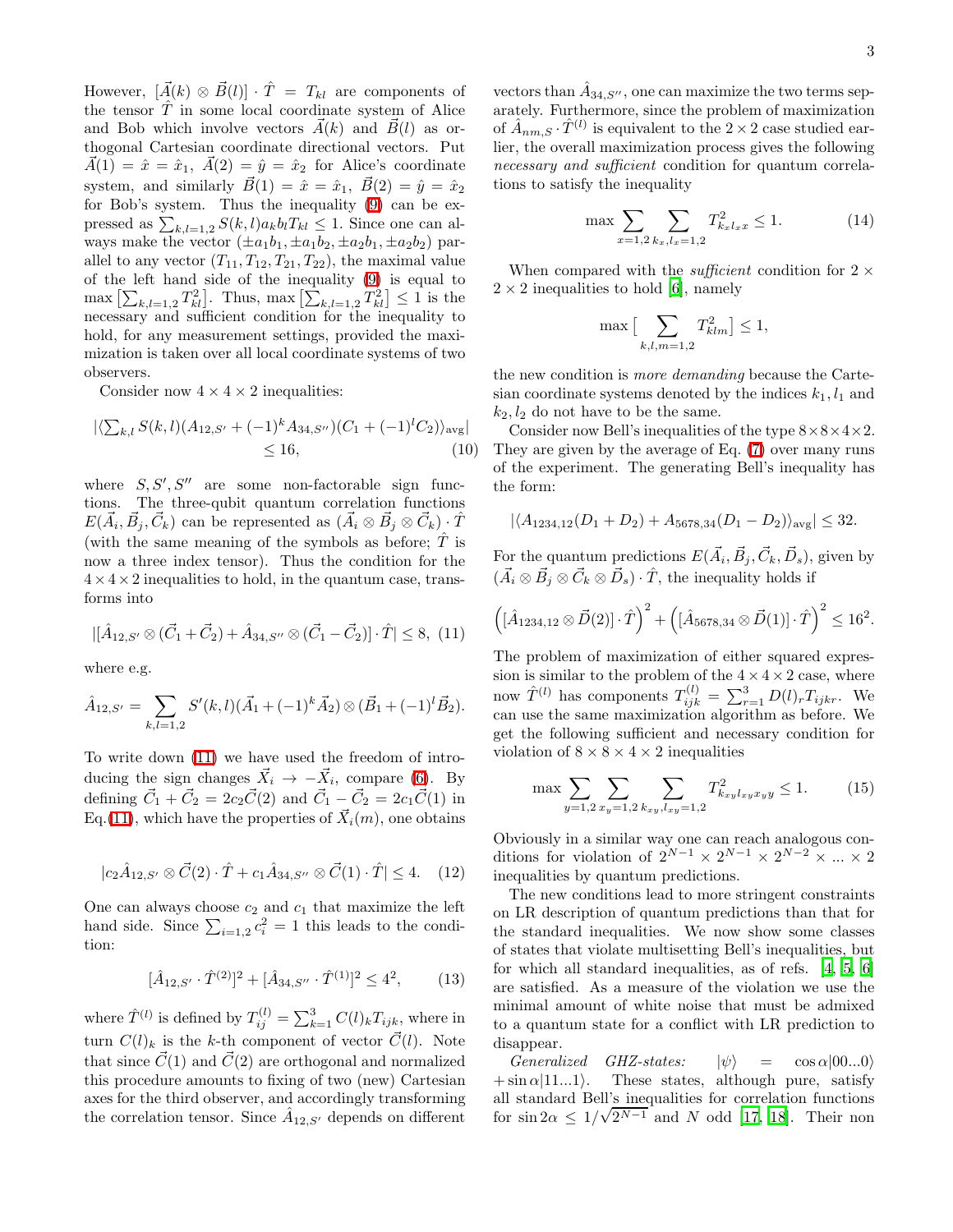However, $[\vec{A}(k) \otimes \vec{B}(l)] \cdot \hat{T} = T_{kl}$ are components of the tensor $\hat{T}$ in some local coordinate system of Alice and Bob which involve vectors $\vec{A}(k)$ and $\vec{B}(l)$ as orthogonal Cartesian coordinate directional vectors. Put $\vec{A}(1) = \hat{x} = \hat{x}_1$, $\vec{A}(2) = \hat{y} = \hat{x}_2$ for Alice's coordinate system, and similarly $\vec{B}(1) = \hat{x} = \hat{x}_1$, $\vec{B}(2) = \hat{y} = \hat{x}_2$ for Bob's system. Thus the inequality (9) can be expressed as $\sum_{k,l=1,2} S(k,l) a_k b_l T_{kl} \leq 1$. Since one can always make the vector $(\pm a_1 b_1, \pm a_1 b_2, \pm a_2 b_1, \pm a_2 b_2)$ parallel to any vector $(T_{11}, T_{12}, T_{21}, T_{22})$, the maximal value of the left hand side of the inequality (9) is equal to $\max \left[\sum_{k,l=1,2} T_{kl}^2\right]$. Thus, $\max \left[\sum_{k,l=1,2} T_{kl}^2\right] \leq 1$ is the necessary and sufficient condition for the inequality to hold, for any measurement settings, provided the maximization is taken over all local coordinate systems of two observers.

Consider now $4 \times 4 \times 2$ inequalities:

$$|\langle \sum_{k,l} S(k,l)(A_{12,S'} + (-1)^k A_{34,S''})(C_1 + (-1)^l C_2)\rangle_{\text{avg}}| \leq 16, \tag{10}$$

where $S, S', S''$ are some non-factorable sign functions. The three-qubit quantum correlation functions $E(\vec{A}_i, \vec{B}_j, \vec{C}_k)$ can be represented as $(\vec{A}_i \otimes \vec{B}_j \otimes \vec{C}_k) \cdot \hat{T}$ (with the same meaning of the symbols as before; $\hat{T}$ is now a three index tensor). Thus the condition for the $4 \times 4 \times 2$ inequalities to hold, in the quantum case, transforms into

$$|[\hat{A}_{12,S'} \otimes (\vec{C}_1 + \vec{C}_2) + \hat{A}_{34,S''} \otimes (\vec{C}_1 - \vec{C}_2)] \cdot \hat{T}| \leq 8, \tag{11}$$

where e.g.

$$\hat{A}_{12,S'} = \sum_{k,l=1,2} S'(k,l)(\vec{A}_1 + (-1)^k \vec{A}_2) \otimes (\vec{B}_1 + (-1)^l \vec{B}_2).$$

To write down (11) we have used the freedom of introducing the sign changes $\vec{X}_i \to -\vec{X}_i$, compare (6). By defining $\vec{C}_1 + \vec{C}_2 = 2c_2 \vec{C}(2)$ and $\vec{C}_1 - \vec{C}_2 = 2c_1 \vec{C}(1)$ in Eq.(11), which have the properties of $\vec{X}_i(m)$, one obtains

$$|c_2 \hat{A}_{12,S'} \otimes \vec{C}(2) \cdot \hat{T} + c_1 \hat{A}_{34,S''} \otimes \vec{C}(1) \cdot \hat{T}| \leq 4. \tag{12}$$

One can always choose $c_2$ and $c_1$ that maximize the left hand side. Since $\sum_{i=1,2} c_i^2 = 1$ this leads to the condition:

$$[\hat{A}_{12,S'} \cdot \hat{T}^{(2)}]^2 + [\hat{A}_{34,S''} \cdot \hat{T}^{(1)}]^2 \leq 4^2, \tag{13}$$

where $\hat{T}^{(l)}$ is defined by $T_{ij}^{(l)} = \sum_{k=1}^{3} C(l)_k T_{ijk}$, where in turn $C(l)_k$ is the $k$-th component of vector $\vec{C}(l)$. Note that since $\vec{C}(1)$ and $\vec{C}(2)$ are orthogonal and normalized this procedure amounts to fixing of two (new) Cartesian axes for the third observer, and accordingly transforming the correlation tensor. Since $\hat{A}_{12,S'}$ depends on different vectors than $\hat{A}_{34,S''}$, one can maximize the two terms separately. Furthermore, since the problem of maximization of $\hat{A}_{nm,S} \cdot \hat{T}^{(l)}$ is equivalent to the $2 \times 2$ case studied earlier, the overall maximization process gives the following *necessary and sufficient* condition for quantum correlations to satisfy the inequality

$$\max \sum_{x=1,2} \sum_{k_x, l_x = 1,2} T_{k_x l_x x}^2 \leq 1. \tag{14}$$

When compared with the *sufficient* condition for $2 \times 2 \times 2$ inequalities to hold [6], namely

$$\max \left[ \sum_{k,l,m=1,2} T_{klm}^2 \right] \leq 1,$$

the new condition is *more demanding* because the Cartesian coordinate systems denoted by the indices $k_1, l_1$ and $k_2, l_2$ do not have to be the same.

Consider now Bell's inequalities of the type $8 \times 8 \times 4 \times 2$. They are given by the average of Eq. (7) over many runs of the experiment. The generating Bell's inequality has the form:

$$|\langle A_{1234,12}(D_1 + D_2) + A_{5678,34}(D_1 - D_2)\rangle_{\text{avg}}| \leq 32.$$

For the quantum predictions $E(\vec{A}_i, \vec{B}_j, \vec{C}_k, \vec{D}_s)$, given by $(\vec{A}_i \otimes \vec{B}_j \otimes \vec{C}_k \otimes \vec{D}_s) \cdot \hat{T}$, the inequality holds if

$$\left([\hat{A}_{1234,12} \otimes \vec{D}(2)] \cdot \hat{T}\right)^2 + \left([\hat{A}_{5678,34} \otimes \vec{D}(1)] \cdot \hat{T}\right)^2 \leq 16^2.$$

The problem of maximization of either squared expression is similar to the problem of the $4 \times 4 \times 2$ case, where now $\hat{T}^{(l)}$ has components $T_{ijk}^{(l)} = \sum_{r=1}^{3} D(l)_r T_{ijkr}$. We can use the same maximization algorithm as before. We get the following sufficient and necessary condition for violation of $8 \times 8 \times 4 \times 2$ inequalities

$$\max \sum_{y=1,2} \sum_{x_y=1,2} \sum_{k_{xy}, l_{xy}=1,2} T_{k_{xy} l_{xy} x_y y}^2 \leq 1. \tag{15}$$

Obviously in a similar way one can reach analogous conditions for violation of $2^{N-1} \times 2^{N-1} \times 2^{N-2} \times \ldots \times 2$ inequalities by quantum predictions.

The new conditions lead to more stringent constraints on LR description of quantum predictions than that for the standard inequalities. We now show some classes of states that violate multisetting Bell's inequalities, but for which all standard inequalities, as of refs. [4, 5, 6] are satisfied. As a measure of the violation we use the minimal amount of white noise that must be admixed to a quantum state for a conflict with LR prediction to disappear.

*Generalized GHZ-states:* $|\psi\rangle = \cos\alpha|00...0\rangle + \sin\alpha|11...1\rangle$. These states, although pure, satisfy all standard Bell's inequalities for correlation functions for $\sin 2\alpha \leq 1/\sqrt{2^{N-1}}$ and $N$ odd [17, 18]. Their non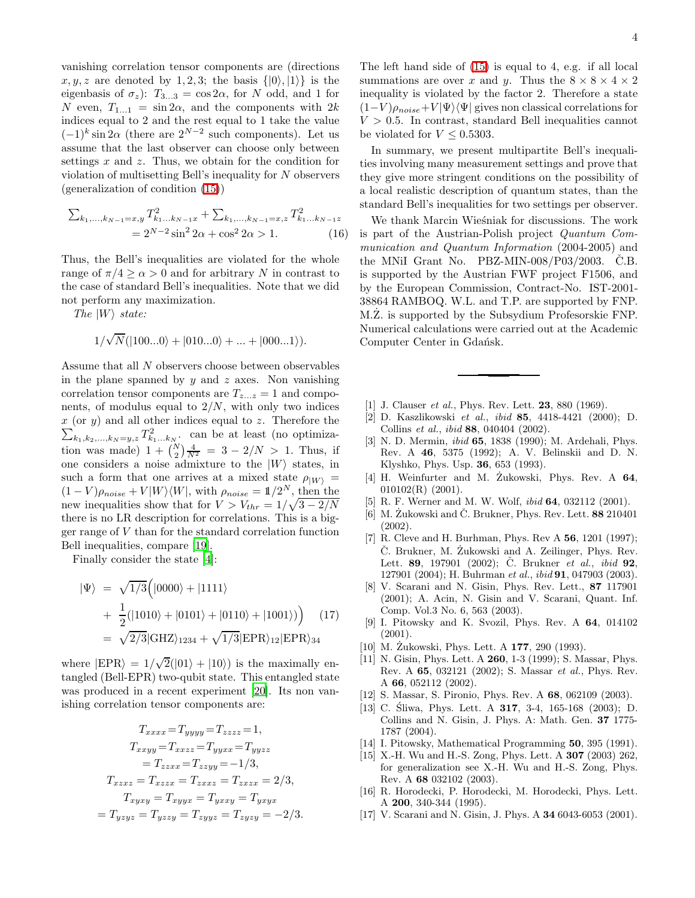vanishing correlation tensor components are (directions $x, y, z$ are denoted by $1, 2, 3$; the basis $\{|0\rangle, |1\rangle\}$ is the eigenbasis of $\sigma_z$): $T_{3...3} = \cos 2\alpha$, for $N$ odd, and 1 for $N$ even, $T_{1...1} = \sin 2\alpha$, and the components with $2k$ indices equal to 2 and the rest equal to 1 take the value $(-1)^k \sin 2\alpha$ (there are $2^{N-2}$ such components). Let us assume that the last observer can choose only between settings $x$ and $z$. Thus, we obtain for the condition for violation of multisetting Bell's inequality for $N$ observers (generalization of condition (15))

$$\sum_{k_1,...,k_{N-1}=x,y} T^2_{k_1...k_{N-1}x} + \sum_{k_1,...,k_{N-1}=x,z} T^2_{k_1...k_{N-1}z} = 2^{N-2}\sin^2 2\alpha + \cos^2 2\alpha > 1. \quad (16)$$

Thus, the Bell's inequalities are violated for the whole range of $\pi/4 \geq \alpha > 0$ and for arbitrary $N$ in contrast to the case of standard Bell's inequalities. Note that we did not perform any maximization.

*The $|W\rangle$ state:*

$$1/\sqrt{N}(|100...0\rangle + |010...0\rangle + ... + |000...1\rangle).$$

Assume that all $N$ observers choose between observables in the plane spanned by $y$ and $z$ axes. Non vanishing correlation tensor components are $T_{z...z} = 1$ and components, of modulus equal to $2/N$, with only two indices $x$ (or $y$) and all other indices equal to $z$. Therefore the $\sum_{k_1,k_2,...,k_N=y,z} T^2_{k_1...k_N}$. can be at least (no optimization was made) $1 + \binom{N}{2}\frac{4}{N^2} = 3 - 2/N > 1$. Thus, if one considers a noise admixture to the $|W\rangle$ states, in such a form that one arrives at a mixed state $\rho_{|W\rangle} = (1-V)\rho_{noise} + V|W\rangle\langle W|$, with $\rho_{noise} = \mathbb{1}/2^N$, then the new inequalities show that for $V > V_{thr} = 1/\sqrt{3-2/N}$ there is no LR description for correlations. This is a bigger range of $V$ than for the standard correlation function Bell inequalities, compare [19].

Finally consider the state [4]:

$$\begin{aligned}
|\Psi\rangle &= \sqrt{1/3}\Big(|0000\rangle + |1111\rangle \\
&+ \frac{1}{2}(|1010\rangle + |0101\rangle + |0110\rangle + |1001\rangle)\Big) \quad (17) \\
&= \sqrt{2/3}|\text{GHZ}\rangle_{1234} + \sqrt{1/3}|\text{EPR}\rangle_{12}|\text{EPR}\rangle_{34}
\end{aligned}$$

where $|\text{EPR}\rangle = 1/\sqrt{2}(|01\rangle + |10\rangle)$ is the maximally entangled (Bell-EPR) two-qubit state. This entangled state was produced in a recent experiment [20]. Its non vanishing correlation tensor components are:

$$\begin{gathered}
T_{xxxx} = T_{yyyy} = T_{zzzz} = 1, \\
T_{xxyy} = T_{xxzz} = T_{yyxx} = T_{yyzz} \\
= T_{zzxx} = T_{zzyy} = -1/3, \\
T_{xzxz} = T_{xzzx} = T_{zxxz} = T_{zxzx} = 2/3, \\
T_{xyxy} = T_{xyyx} = T_{yxxy} = T_{yxyx} \\
= T_{yzyz} = T_{yzzy} = T_{zyyz} = T_{zyzy} = -2/3.
\end{gathered}$$

The left hand side of (15) is equal to 4, e.g. if all local summations are over $x$ and $y$. Thus the $8 \times 8 \times 4 \times 2$ inequality is violated by the factor 2. Therefore a state $(1-V)\rho_{noise} + V|\Psi\rangle\langle\Psi|$ gives non classical correlations for $V > 0.5$. In contrast, standard Bell inequalities cannot be violated for $V \leq 0.5303$.

In summary, we present multipartite Bell's inequalities involving many measurement settings and prove that they give more stringent conditions on the possibility of a local realistic description of quantum states, than the standard Bell's inequalities for two settings per observer.

We thank Marcin Wieśniak for discussions. The work is part of the Austrian-Polish project *Quantum Communication and Quantum Information* (2004-2005) and the MNiI Grant No. PBZ-MIN-008/P03/2003. Č.B. is supported by the Austrian FWF project F1506, and by the European Commission, Contract-No. IST-2001-38864 RAMBOQ. W.L. and T.P. are supported by FNP. M.Ż. is supported by the Subsydium Profesorskie FNP. Numerical calculations were carried out at the Academic Computer Center in Gdańsk.

---

[1] J. Clauser *et al.*, Phys. Rev. Lett. **23**, 880 (1969).
[2] D. Kaszlikowski *et al.*, *ibid* **85**, 4418-4421 (2000); D. Collins *et al.*, *ibid* **88**, 040404 (2002).
[3] N. D. Mermin, *ibid* **65**, 1838 (1990); M. Ardehali, Phys. Rev. A **46**, 5375 (1992); A. V. Belinskii and D. N. Klyshko, Phys. Usp. **36**, 653 (1993).
[4] H. Weinfurter and M. Żukowski, Phys. Rev. A **64**, 010102(R) (2001).
[5] R. F. Werner and M. W. Wolf, *ibid* **64**, 032112 (2001).
[6] M. Żukowski and Č. Brukner, Phys. Rev. Lett. **88** 210401 (2002).
[7] R. Cleve and H. Burhman, Phys. Rev A **56**, 1201 (1997); Č. Brukner, M. Żukowski and A. Zeilinger, Phys. Rev. Lett. **89**, 197901 (2002); Č. Brukner *et al.*, *ibid* **92**, 127901 (2004); H. Buhrman *et al.*, *ibid* **91**, 047903 (2003).
[8] V. Scarani and N. Gisin, Phys. Rev. Lett., **87** 117901 (2001); A. Acin, N. Gisin and V. Scarani, Quant. Inf. Comp. Vol.3 No. 6, 563 (2003).
[9] I. Pitowsky and K. Svozil, Phys. Rev. A **64**, 014102 (2001).
[10] M. Żukowski, Phys. Lett. A **177**, 290 (1993).
[11] N. Gisin, Phys. Lett. A **260**, 1-3 (1999); S. Massar, Phys. Rev. A **65**, 032121 (2002); S. Massar *et al.*, Phys. Rev. A **66**, 052112 (2002).
[12] S. Massar, S. Pironio, Phys. Rev. A **68**, 062109 (2003).
[13] C. Śliwa, Phys. Lett. A **317**, 3-4, 165-168 (2003); D. Collins and N. Gisin, J. Phys. A: Math. Gen. **37** 1775-1787 (2004).
[14] I. Pitowsky, Mathematical Programming **50**, 395 (1991).
[15] X.-H. Wu and H.-S. Zong, Phys. Lett. A **307** (2003) 262, for generalization see X.-H. Wu and H.-S. Zong, Phys. Rev. A **68** 032102 (2003).
[16] R. Horodecki, P. Horodecki, M. Horodecki, Phys. Lett. A **200**, 340-344 (1995).
[17] V. Scarani and N. Gisin, J. Phys. A **34** 6043-6053 (2001).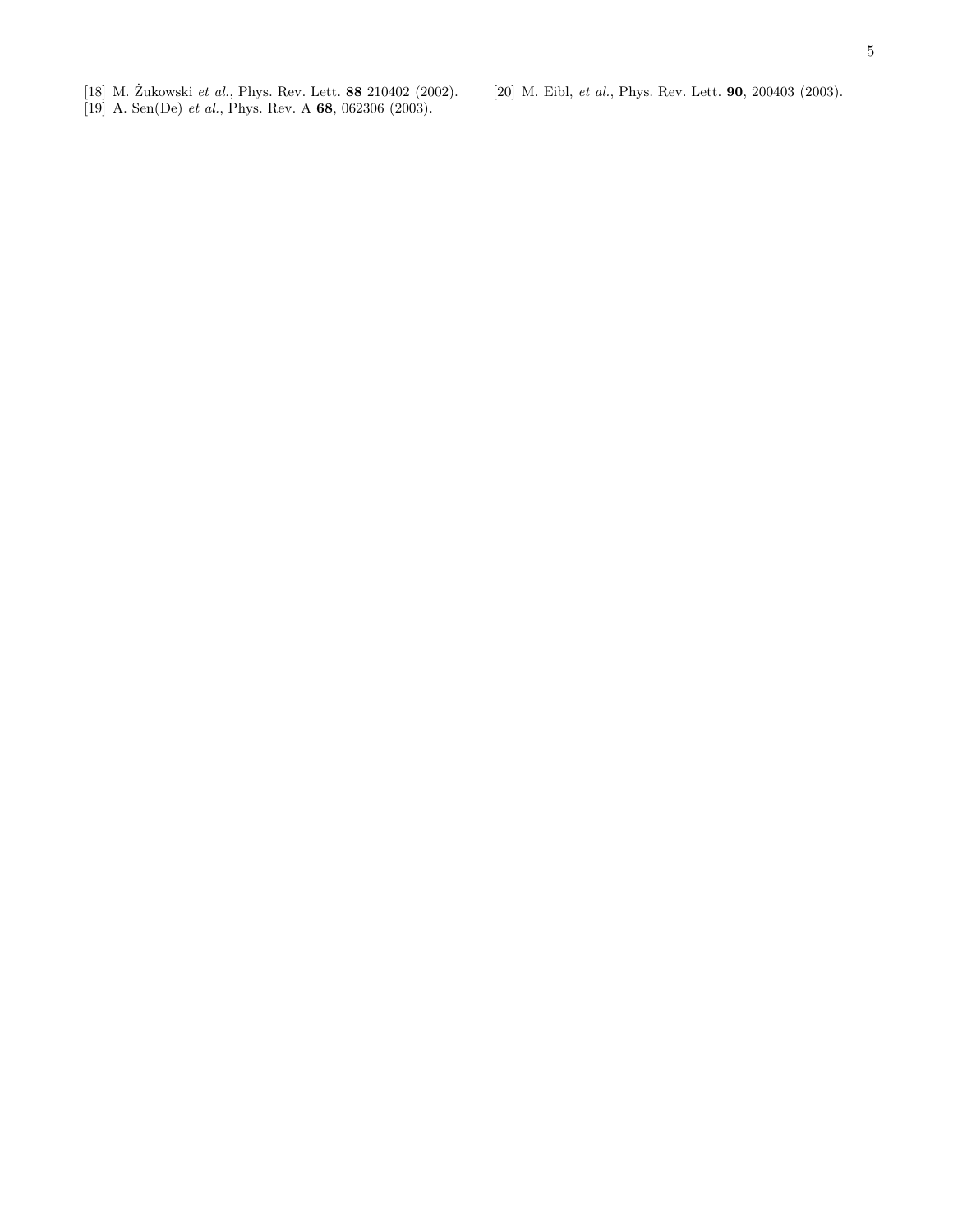[18] M. Żukowski *et al.*, Phys. Rev. Lett. **88** 210402 (2002).

[19] A. Sen(De) *et al.*, Phys. Rev. A **68**, 062306 (2003).

[20] M. Eibl, *et al.*, Phys. Rev. Lett. **90**, 200403 (2003).